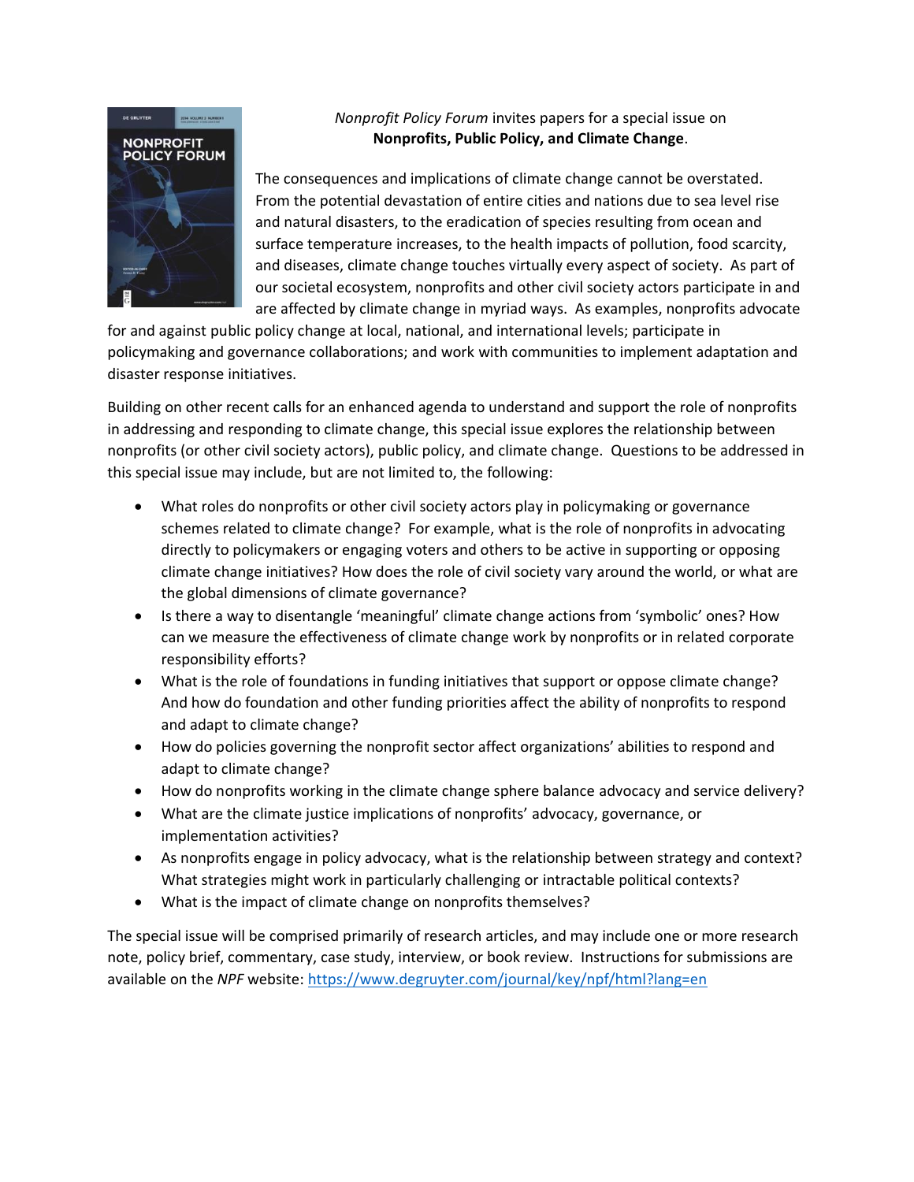*Nonprofit Policy Forum* invites papers for a special issue on **Nonprofits, Public Policy, and Climate Change**.

The consequences and implications of climate change cannot be overstated. From the potential devastation of entire cities and nations due to sea level rise and natural disasters, to the eradication of species resulting from ocean and surface temperature increases, to the health impacts of pollution, food scarcity, and diseases, climate change touches virtually every aspect of society. As part of our societal ecosystem, nonprofits and other civil society actors participate in and are affected by climate change in myriad ways. As examples, nonprofits advocate for and against public policy change at local, national, and international levels; participate in policymaking and governance collaborations; and work with communities to implement adaptation and disaster response initiatives.

Building on other recent calls for an enhanced agenda to understand and support the role of nonprofits in addressing and responding to climate change, this special issue explores the relationship between nonprofits (or other civil society actors), public policy, and climate change. Questions to be addressed in this special issue may include, but are not limited to, the following:

- What roles do nonprofits or other civil society actors play in policymaking or governance schemes related to climate change? For example, what is the role of nonprofits in advocating directly to policymakers or engaging voters and others to be active in supporting or opposing climate change initiatives? How does the role of civil society vary around the world, or what are the global dimensions of climate governance?
- Is there a way to disentangle 'meaningful' climate change actions from 'symbolic' ones? How can we measure the effectiveness of climate change work by nonprofits or in related corporate responsibility efforts?
- What is the role of foundations in funding initiatives that support or oppose climate change? And how do foundation and other funding priorities affect the ability of nonprofits to respond and adapt to climate change?
- How do policies governing the nonprofit sector affect organizations' abilities to respond and adapt to climate change?
- How do nonprofits working in the climate change sphere balance advocacy and service delivery?
- What are the climate justice implications of nonprofits' advocacy, governance, or implementation activities?
- As nonprofits engage in policy advocacy, what is the relationship between strategy and context? What strategies might work in particularly challenging or intractable political contexts?
- What is the impact of climate change on nonprofits themselves?

The special issue will be comprised primarily of research articles, and may include one or more research note, policy brief, commentary, case study, interview, or book review. Instructions for submissions are available on the *NPF* website: https://www.degruyter.com/journal/key/npf/html?lang=en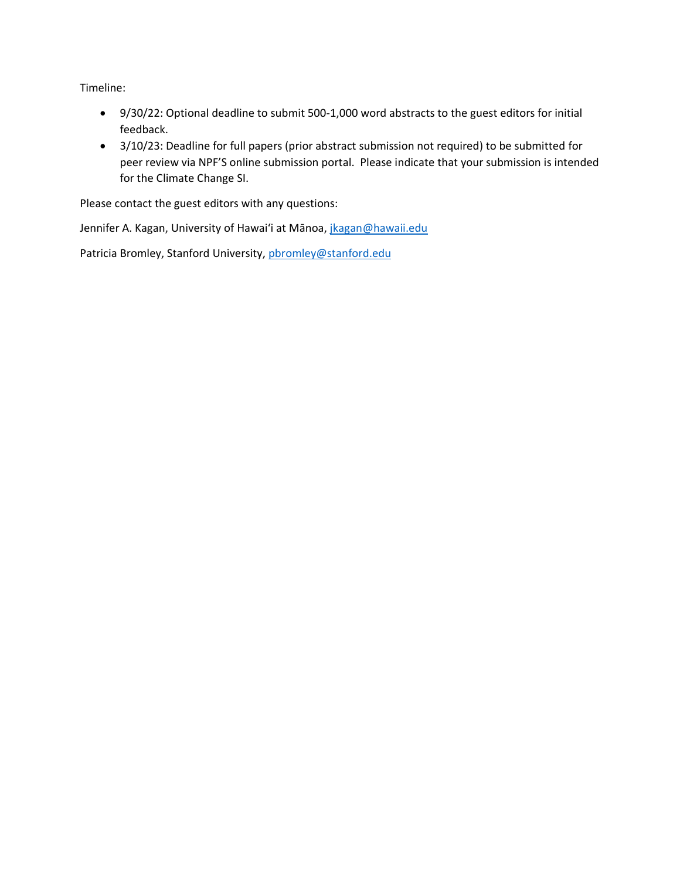Timeline:

- 9/30/22: Optional deadline to submit 500-1,000 word abstracts to the guest editors for initial feedback.
- 3/10/23: Deadline for full papers (prior abstract submission not required) to be submitted for peer review via NPF'S online submission portal. Please indicate that your submission is intended for the Climate Change SI.

Please contact the guest editors with any questions:

Jennifer A. Kagan, University of Hawaiʻi at Mānoa, jkagan@hawaii.edu

Patricia Bromley, Stanford University, pbromley@stanford.edu